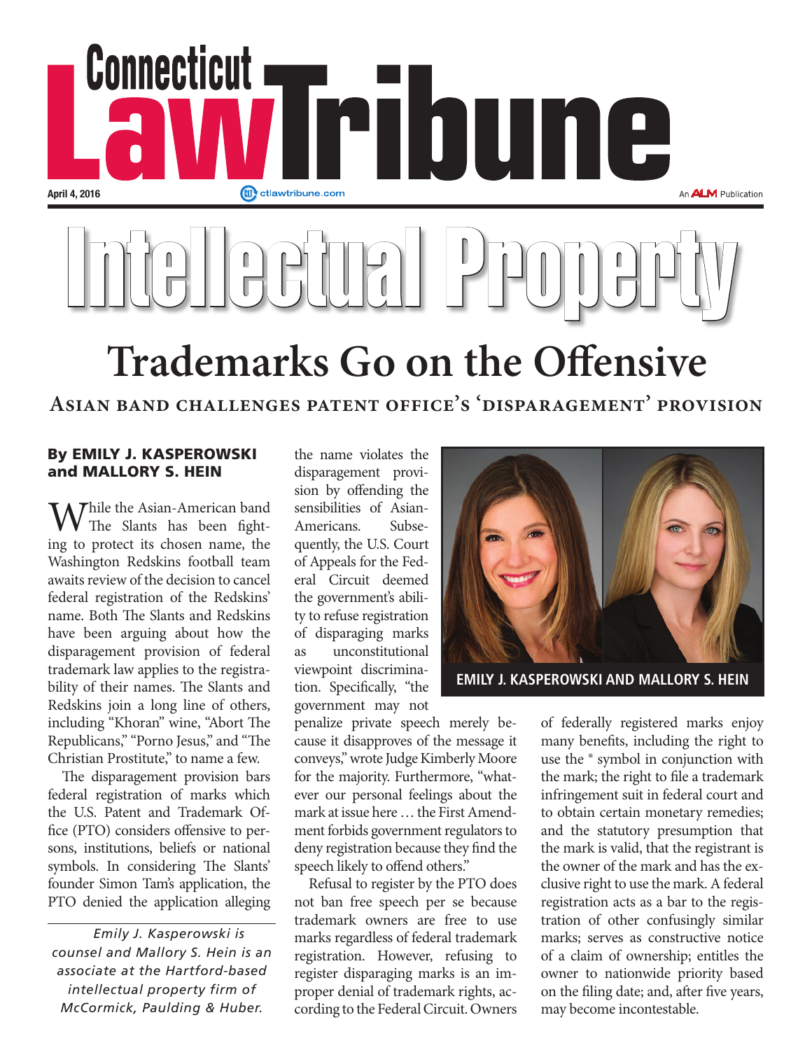# Intellectual Property

# Trademarks Go on the Offensive

## Asian band challenges patent office's 'disparagement' provision

**By EMILY J. KASPEROWSKI and MALLORY S. HEIN**

While the Asian-American band The Slants has been fighting to protect its chosen name, the Washington Redskins football team awaits review of the decision to cancel federal registration of the Redskins' name. Both The Slants and Redskins have been arguing about how the disparagement provision of federal trademark law applies to the registrability of their names. The Slants and Redskins join a long line of others, including "Khoran" wine, "Abort The Republicans," "Porno Jesus," and "The Christian Prostitute," to name a few.

The disparagement provision bars federal registration of marks which the U.S. Patent and Trademark Office (PTO) considers offensive to persons, institutions, beliefs or national symbols. In considering The Slants' founder Simon Tam's application, the PTO denied the application alleging the name violates the disparagement provision by offending the sensibilities of Asian-Americans. Subsequently, the U.S. Court of Appeals for the Federal Circuit deemed the government's ability to refuse registration of disparaging marks as unconstitutional viewpoint discrimination. Specifically, "the government may not penalize private speech merely because it disapproves of the message it conveys," wrote Judge Kimberly Moore for the majority. Furthermore, "whatever our personal feelings about the mark at issue here … the First Amendment forbids government regulators to deny registration because they find the speech likely to offend others."

Refusal to register by the PTO does not ban free speech per se because trademark owners are free to use marks regardless of federal trademark registration. However, refusing to register disparaging marks is an improper denial of trademark rights, according to the Federal Circuit. Owners of federally registered marks enjoy many benefits, including the right to use the ® symbol in conjunction with the mark; the right to file a trademark infringement suit in federal court and to obtain certain monetary remedies; and the statutory presumption that the mark is valid, that the registrant is the owner of the mark and has the exclusive right to use the mark. A federal registration acts as a bar to the registration of other confusingly similar marks; serves as constructive notice of a claim of ownership; entitles the owner to nationwide priority based on the filing date; and, after five years, may become incontestable.

EMILY J. KASPEROWSKI AND MALLORY S. HEIN

*Emily J. Kasperowski is counsel and Mallory S. Hein is an associate at the Hartford-based intellectual property firm of McCormick, Paulding & Huber.*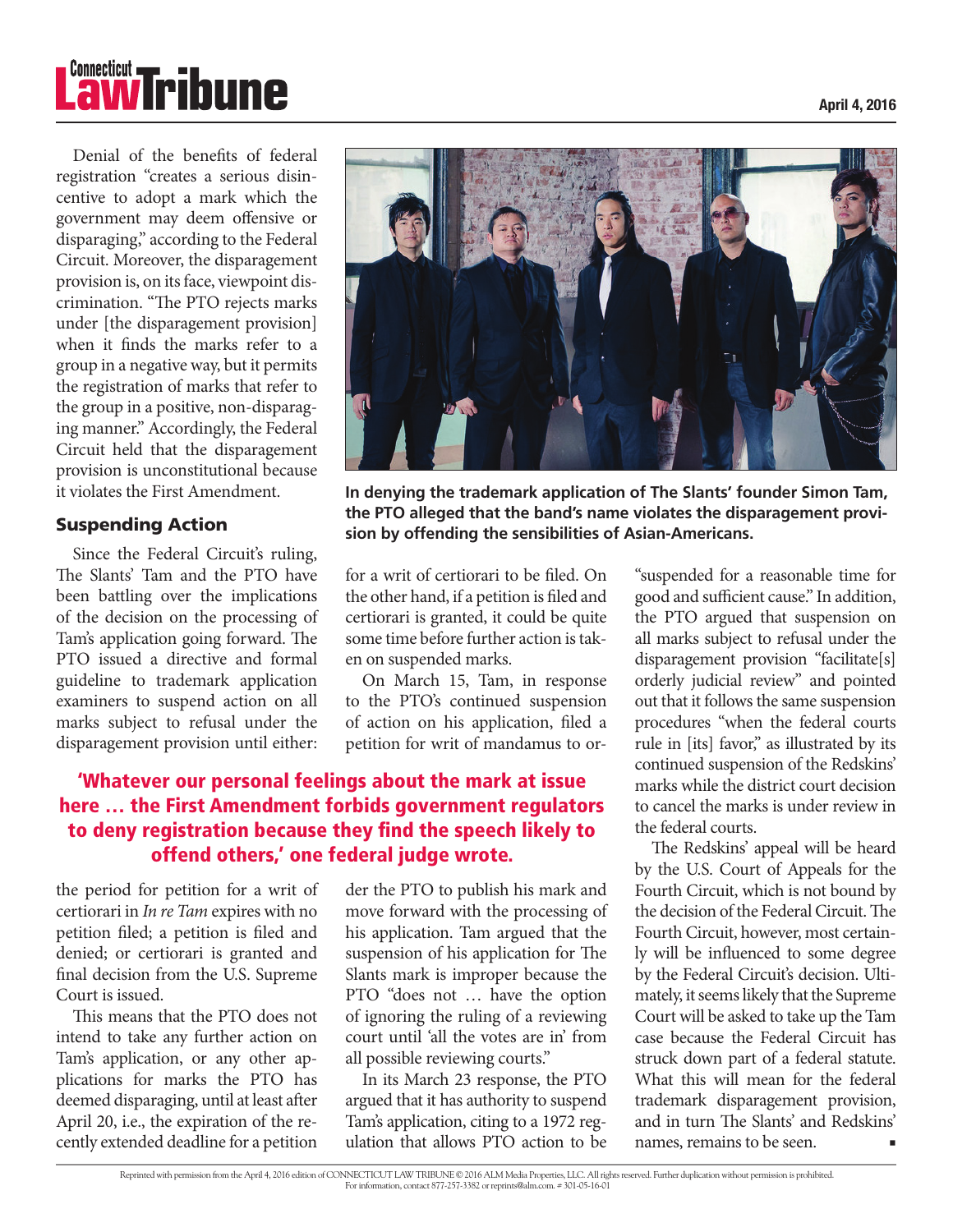Denial of the benefits of federal registration "creates a serious disincentive to adopt a mark which the government may deem offensive or disparaging," according to the Federal Circuit. Moreover, the disparagement provision is, on its face, viewpoint discrimination. "The PTO rejects marks under [the disparagement provision] when it finds the marks refer to a group in a negative way, but it permits the registration of marks that refer to the group in a positive, non-disparaging manner." Accordingly, the Federal Circuit held that the disparagement provision is unconstitutional because it violates the First Amendment.

In denying the trademark application of The Slants' founder Simon Tam, the PTO alleged that the band's name violates the disparagement provision by offending the sensibilities of Asian-Americans.

## Suspending Action

Since the Federal Circuit's ruling, The Slants' Tam and the PTO have been battling over the implications of the decision on the processing of Tam's application going forward. The PTO issued a directive and formal guideline to trademark application examiners to suspend action on all marks subject to refusal under the disparagement provision until either: the period for petition for a writ of certiorari in *In re Tam* expires with no petition filed; a petition is filed and denied; or certiorari is granted and final decision from the U.S. Supreme Court is issued.

This means that the PTO does not intend to take any further action on Tam's application, or any other applications for marks the PTO has deemed disparaging, until at least after April 20, i.e., the expiration of the recently extended deadline for a petition for a writ of certiorari to be filed. On the other hand, if a petition is filed and certiorari is granted, it could be quite some time before further action is taken on suspended marks.

On March 15, Tam, in response to the PTO's continued suspension of action on his application, filed a petition for writ of mandamus to order the PTO to publish his mark and move forward with the processing of his application. Tam argued that the suspension of his application for The Slants mark is improper because the PTO "does not … have the option of ignoring the ruling of a reviewing court until 'all the votes are in' from all possible reviewing courts."

In its March 23 response, the PTO argued that it has authority to suspend Tam's application, citing to a 1972 regulation that allows PTO action to be "suspended for a reasonable time for good and sufficient cause." In addition, the PTO argued that suspension on all marks subject to refusal under the disparagement provision "facilitate[s] orderly judicial review" and pointed out that it follows the same suspension procedures "when the federal courts rule in [its] favor," as illustrated by its continued suspension of the Redskins' marks while the district court decision to cancel the marks is under review in the federal courts.

The Redskins' appeal will be heard by the U.S. Court of Appeals for the Fourth Circuit, which is not bound by the decision of the Federal Circuit. The Fourth Circuit, however, most certainly will be influenced to some degree by the Federal Circuit's decision. Ultimately, it seems likely that the Supreme Court will be asked to take up the Tam case because the Federal Circuit has struck down part of a federal statute. What this will mean for the federal trademark disparagement provision, and in turn The Slants' and Redskins' names, remains to be seen. ▪

**'Whatever our personal feelings about the mark at issue here … the First Amendment forbids government regulators to deny registration because they find the speech likely to offend others,' one federal judge wrote.**

Reprinted with permission from the April 4, 2016 edition of CONNECTICUT LAW TRIBUNE © 2016 ALM Media Properties, LLC. All rights reserved. Further duplication without permission is prohibited. For information, contact 877-257-3382 or reprints@alm.com. # 301-05-16-01